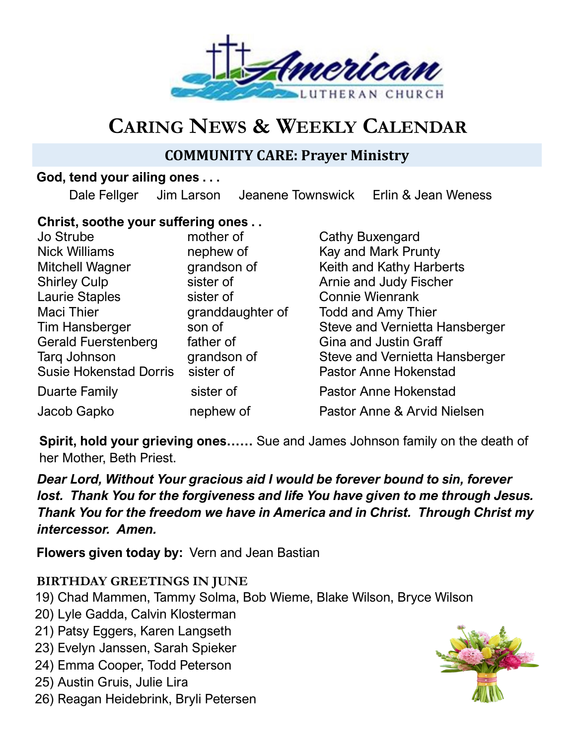# Caring News & Weekly Calendar

## COMMUNITY CARE: Prayer Ministry

**God, tend your ailing ones . . .**

Dale Fellger  Jim Larson  Jeanene Townswick  Erlin & Jean Weness

**Christ, soothe your suffering ones . .**

| | | |
|---|---|---|
| Jo Strube | mother of | Cathy Buxengard |
| Nick Williams | nephew of | Kay and Mark Prunty |
| Mitchell Wagner | grandson of | Keith and Kathy Harberts |
| Shirley Culp | sister of | Arnie and Judy Fischer |
| Laurie Staples | sister of | Connie Wienrank |
| Maci Thier | granddaughter of | Todd and Amy Thier |
| Tim Hansberger | son of | Steve and Vernietta Hansberger |
| Gerald Fuerstenberg | father of | Gina and Justin Graff |
| Tarq Johnson | grandson of | Steve and Vernietta Hansberger |
| Susie Hokenstad Dorris | sister of | Pastor Anne Hokenstad |
| Duarte Family | sister of | Pastor Anne Hokenstad |
| Jacob Gapko | nephew of | Pastor Anne & Arvid Nielsen |

**Spirit, hold your grieving ones……** Sue and James Johnson family on the death of her Mother, Beth Priest.

***Dear Lord, Without Your gracious aid I would be forever bound to sin, forever lost. Thank You for the forgiveness and life You have given to me through Jesus. Thank You for the freedom we have in America and in Christ. Through Christ my intercessor. Amen.***

**Flowers given today by:** Vern and Jean Bastian

### BIRTHDAY GREETINGS IN JUNE

19) Chad Mammen, Tammy Solma, Bob Wieme, Blake Wilson, Bryce Wilson
20) Lyle Gadda, Calvin Klosterman
21) Patsy Eggers, Karen Langseth
23) Evelyn Janssen, Sarah Spieker
24) Emma Cooper, Todd Peterson
25) Austin Gruis, Julie Lira
26) Reagan Heidebrink, Bryli Petersen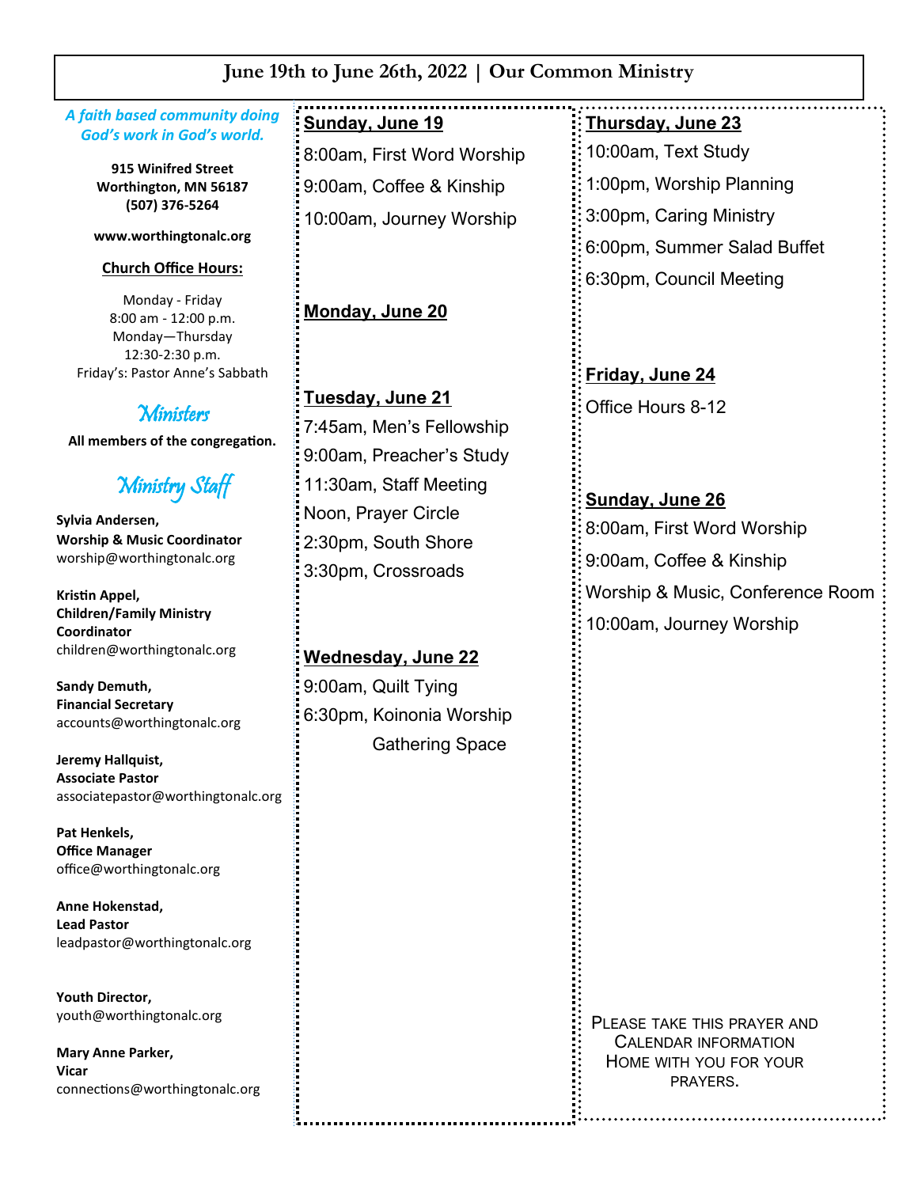## June 19th to June 26th, 2022 | Our Common Ministry

*A faith based community doing God's work in God's world.*

**915 Winifred Street**
**Worthington, MN 56187**
**(507) 376-5264**

**www.worthingtonalc.org**

**Church Office Hours:**

Monday - Friday
8:00 am - 12:00 p.m.
Monday—Thursday
12:30-2:30 p.m.
Friday's: Pastor Anne's Sabbath

### Ministers

**All members of the congregation.**

### Ministry Staff

**Sylvia Andersen,**
**Worship & Music Coordinator**
worship@worthingtonalc.org

**Kristin Appel,**
**Children/Family Ministry Coordinator**
children@worthingtonalc.org

**Sandy Demuth,**
**Financial Secretary**
accounts@worthingtonalc.org

**Jeremy Hallquist,**
**Associate Pastor**
associatepastor@worthingtonalc.org

**Pat Henkels,**
**Office Manager**
office@worthingtonalc.org

**Anne Hokenstad,**
**Lead Pastor**
leadpastor@worthingtonalc.org

**Youth Director,**
youth@worthingtonalc.org

**Mary Anne Parker,**
**Vicar**
connections@worthingtonalc.org

**Sunday, June 19**

8:00am, First Word Worship
9:00am, Coffee & Kinship
10:00am, Journey Worship

**Monday, June 20**

**Tuesday, June 21**

7:45am, Men's Fellowship
9:00am, Preacher's Study
11:30am, Staff Meeting
Noon, Prayer Circle
2:30pm, South Shore
3:30pm, Crossroads

**Wednesday, June 22**

9:00am, Quilt Tying
6:30pm, Koinonia Worship
Gathering Space

**Thursday, June 23**

10:00am, Text Study
1:00pm, Worship Planning
3:00pm, Caring Ministry
6:00pm, Summer Salad Buffet
6:30pm, Council Meeting

**Friday, June 24**

Office Hours 8-12

**Sunday, June 26**

8:00am, First Word Worship
9:00am, Coffee & Kinship
Worship & Music, Conference Room
10:00am, Journey Worship

Please take this prayer and calendar information home with you for your prayers.